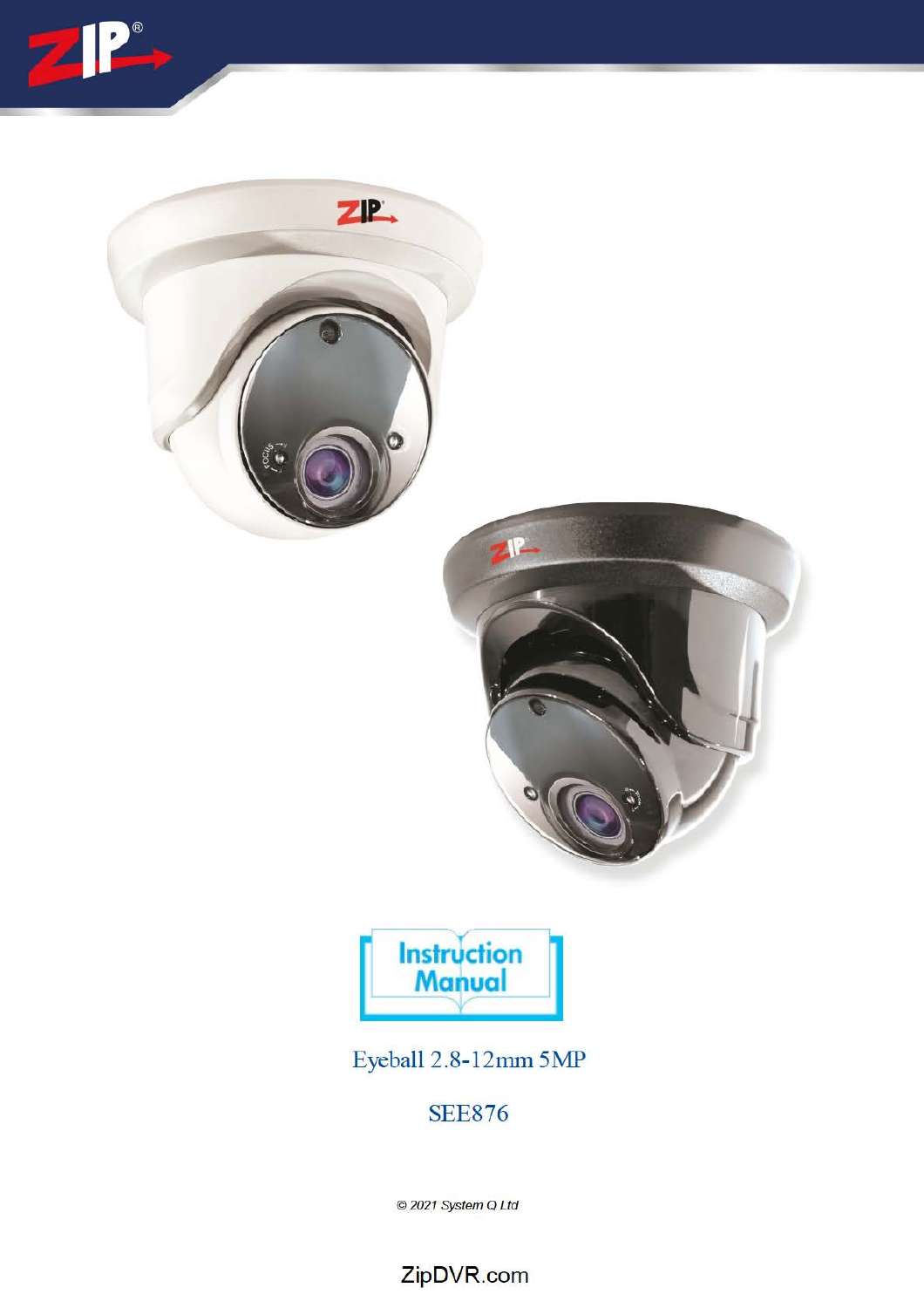# Instruction Manual

## Eyeball 2.8-12mm 5MP

## SEE876

© 2021 System Q Ltd

ZipDVR.com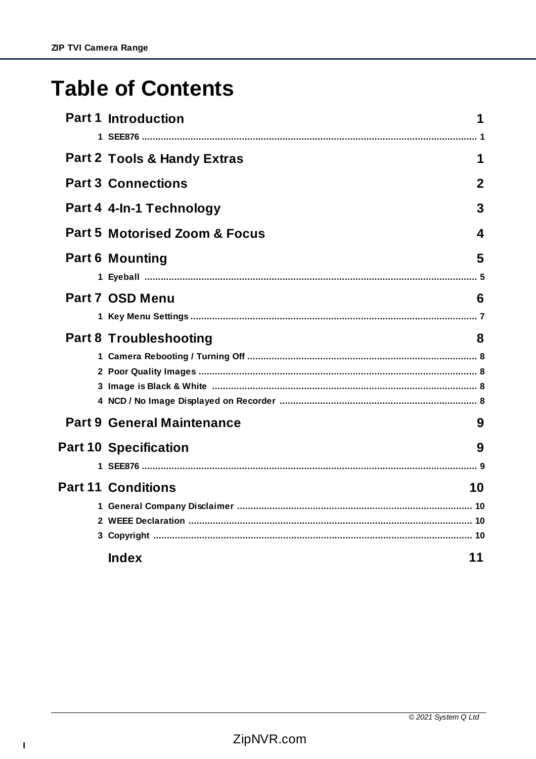# Table of Contents

**Part 1 Introduction** 1

1 SEE876 ... 1

**Part 2 Tools & Handy Extras** 1

**Part 3 Connections** 2

**Part 4 4-In-1 Technology** 3

**Part 5 Motorised Zoom & Focus** 4

**Part 6 Mounting** 5

1 Eyeball ... 5

**Part 7 OSD Menu** 6

1 Key Menu Settings ... 7

**Part 8 Troubleshooting** 8

1 Camera Rebooting / Turning Off ... 8

2 Poor Quality Images ... 8

3 Image is Black & White ... 8

4 NCD / No Image Displayed on Recorder ... 8

**Part 9 General Maintenance** 9

**Part 10 Specification** 9

1 SEE876 ... 9

**Part 11 Conditions** 10

1 General Company Disclaimer ... 10

2 WEEE Declaration ... 10

3 Copyright ... 10

**Index** 11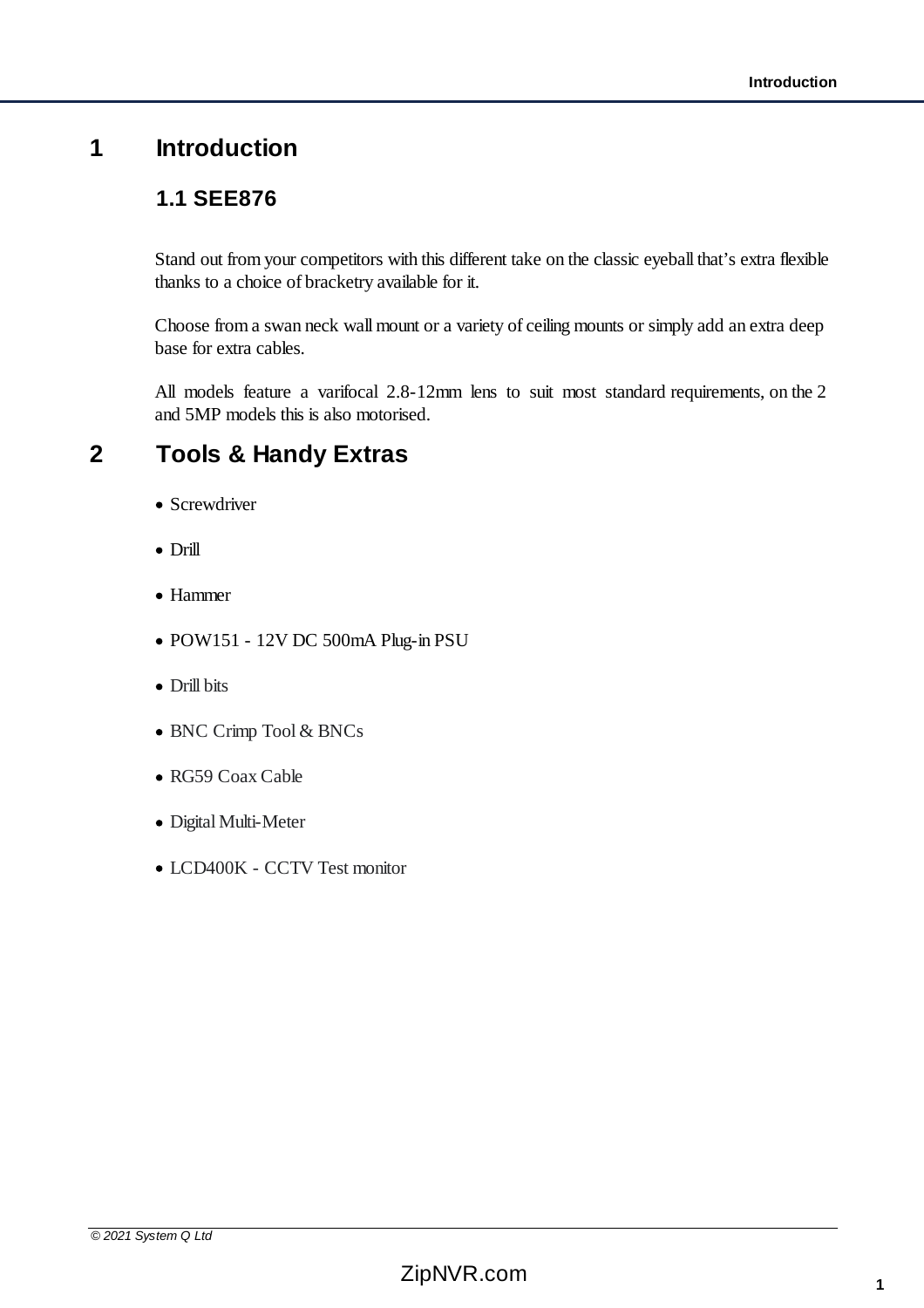# 1 Introduction

## 1.1 SEE876

Stand out from your competitors with this different take on the classic eyeball that's extra flexible thanks to a choice of bracketry available for it.

Choose from a swan neck wall mount or a variety of ceiling mounts or simply add an extra deep base for extra cables.

All models feature a varifocal 2.8-12mm lens to suit most standard requirements, on the 2 and 5MP models this is also motorised.

# 2 Tools & Handy Extras

- Screwdriver
- Drill
- Hammer
- POW151 - 12V DC 500mA Plug-in PSU
- Drill bits
- BNC Crimp Tool & BNCs
- RG59 Coax Cable
- Digital Multi-Meter
- LCD400K - CCTV Test monitor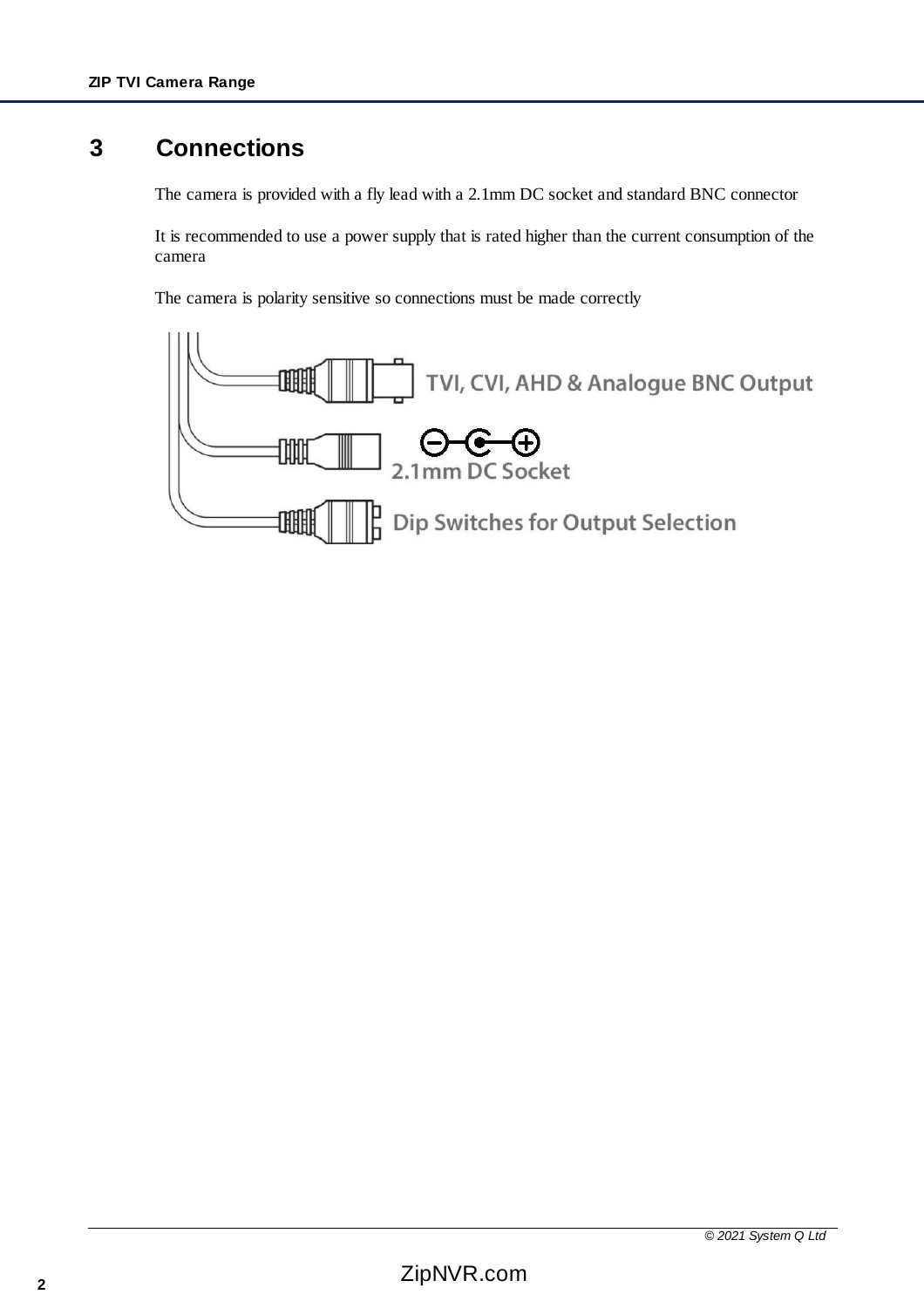# 3 Connections

The camera is provided with a fly lead with a 2.1mm DC socket and standard BNC connector

It is recommended to use a power supply that is rated higher than the current consumption of the camera

The camera is polarity sensitive so connections must be made correctly

TVI, CVI, AHD & Analogue BNC Output

2.1mm DC Socket

Dip Switches for Output Selection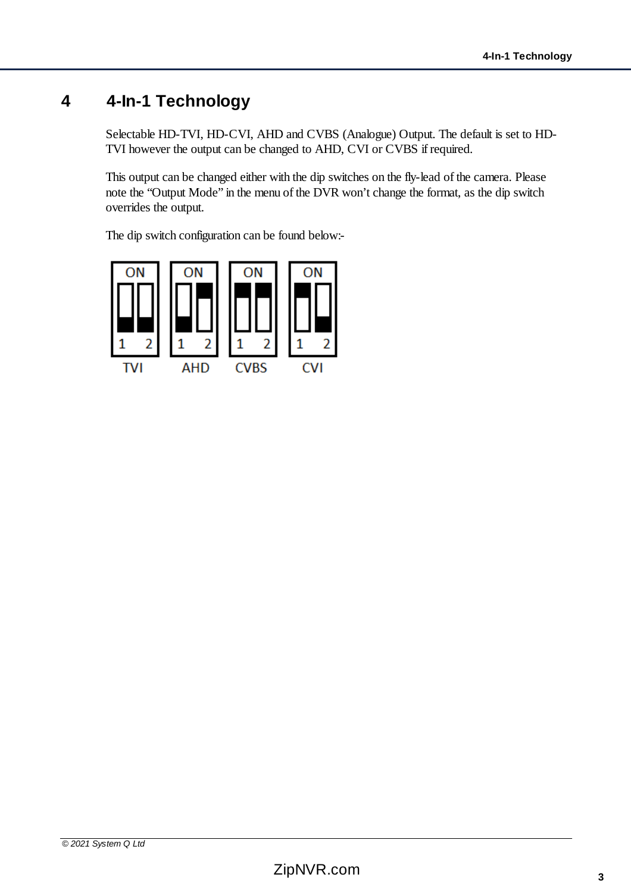# 4 4-In-1 Technology

Selectable HD-TVI, HD-CVI, AHD and CVBS (Analogue) Output. The default is set to HD-TVI however the output can be changed to AHD, CVI or CVBS if required.

This output can be changed either with the dip switches on the fly-lead of the camera. Please note the “Output Mode” in the menu of the DVR won’t change the format, as the dip switch overrides the output.

The dip switch configuration can be found below:-

TVI AHD CVBS CVI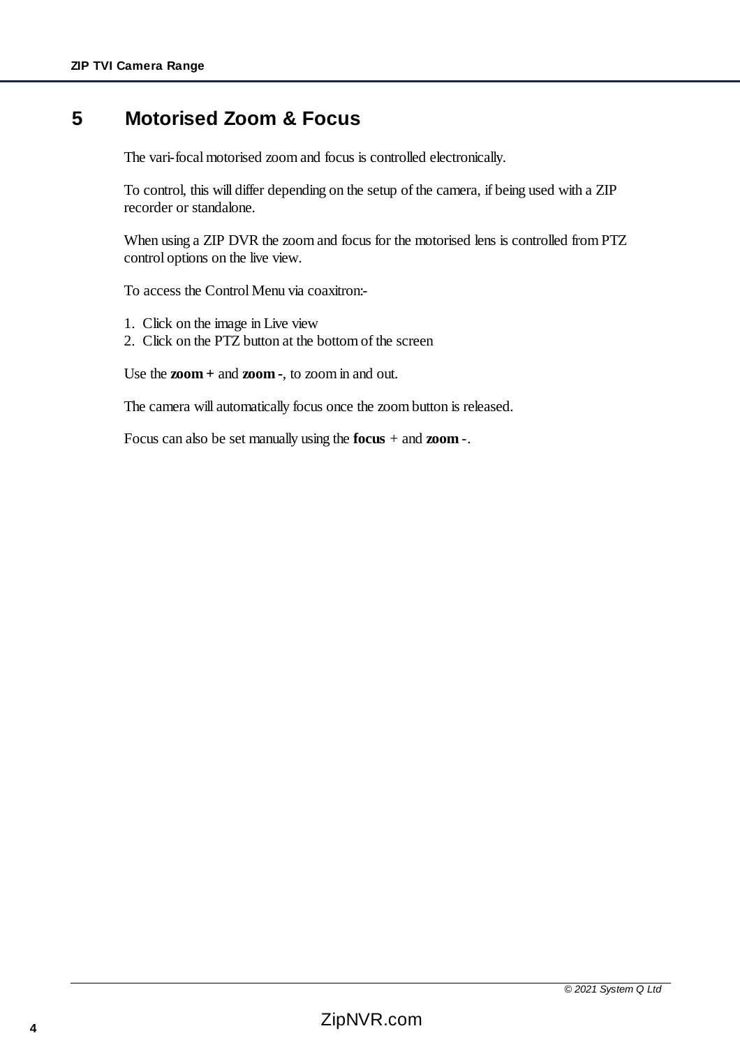# 5 Motorised Zoom & Focus

The vari-focal motorised zoom and focus is controlled electronically.

To control, this will differ depending on the setup of the camera, if being used with a ZIP recorder or standalone.

When using a ZIP DVR the zoom and focus for the motorised lens is controlled from PTZ control options on the live view.

To access the Control Menu via coaxitron:-

1. Click on the image in Live view
2. Click on the PTZ button at the bottom of the screen

Use the **zoom +** and **zoom -**, to zoom in and out.

The camera will automatically focus once the zoom button is released.

Focus can also be set manually using the **focus** + and **zoom -**.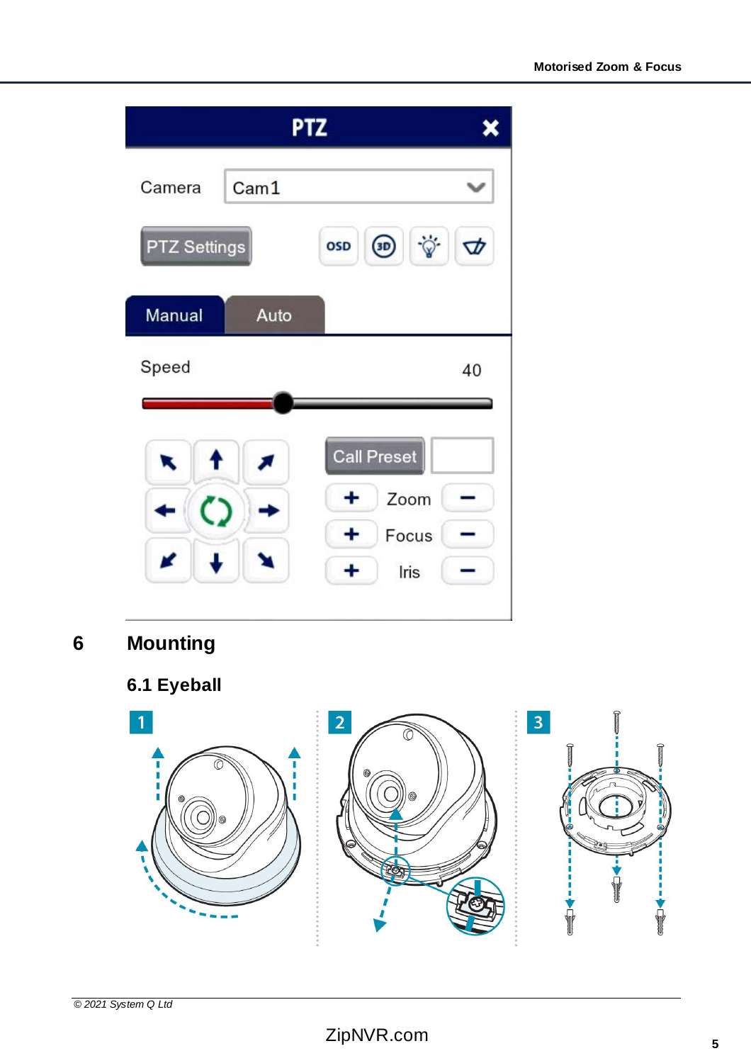## 6 Mounting

### 6.1 Eyeball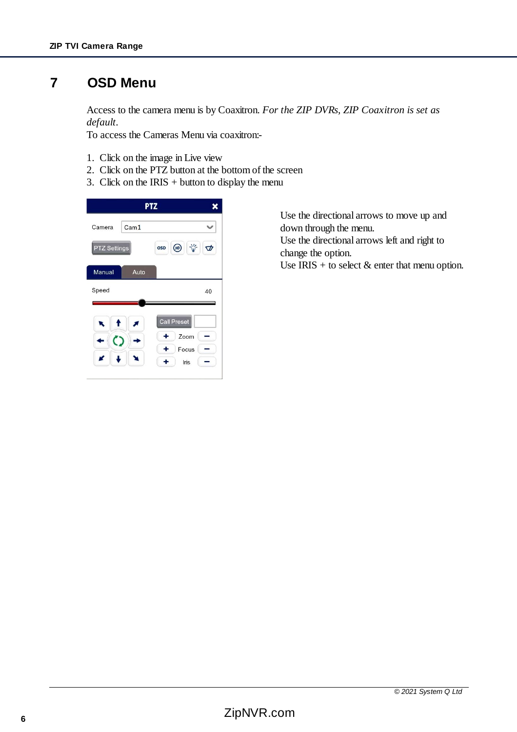# 7 OSD Menu

Access to the camera menu is by Coaxitron. *For the ZIP DVRs, ZIP Coaxitron is set as default*.
To access the Cameras Menu via coaxitron:-

1. Click on the image in Live view
2. Click on the PTZ button at the bottom of the screen
3. Click on the IRIS + button to display the menu

Use the directional arrows to move up and down through the menu.
Use the directional arrows left and right to change the option.
Use IRIS + to select & enter that menu option.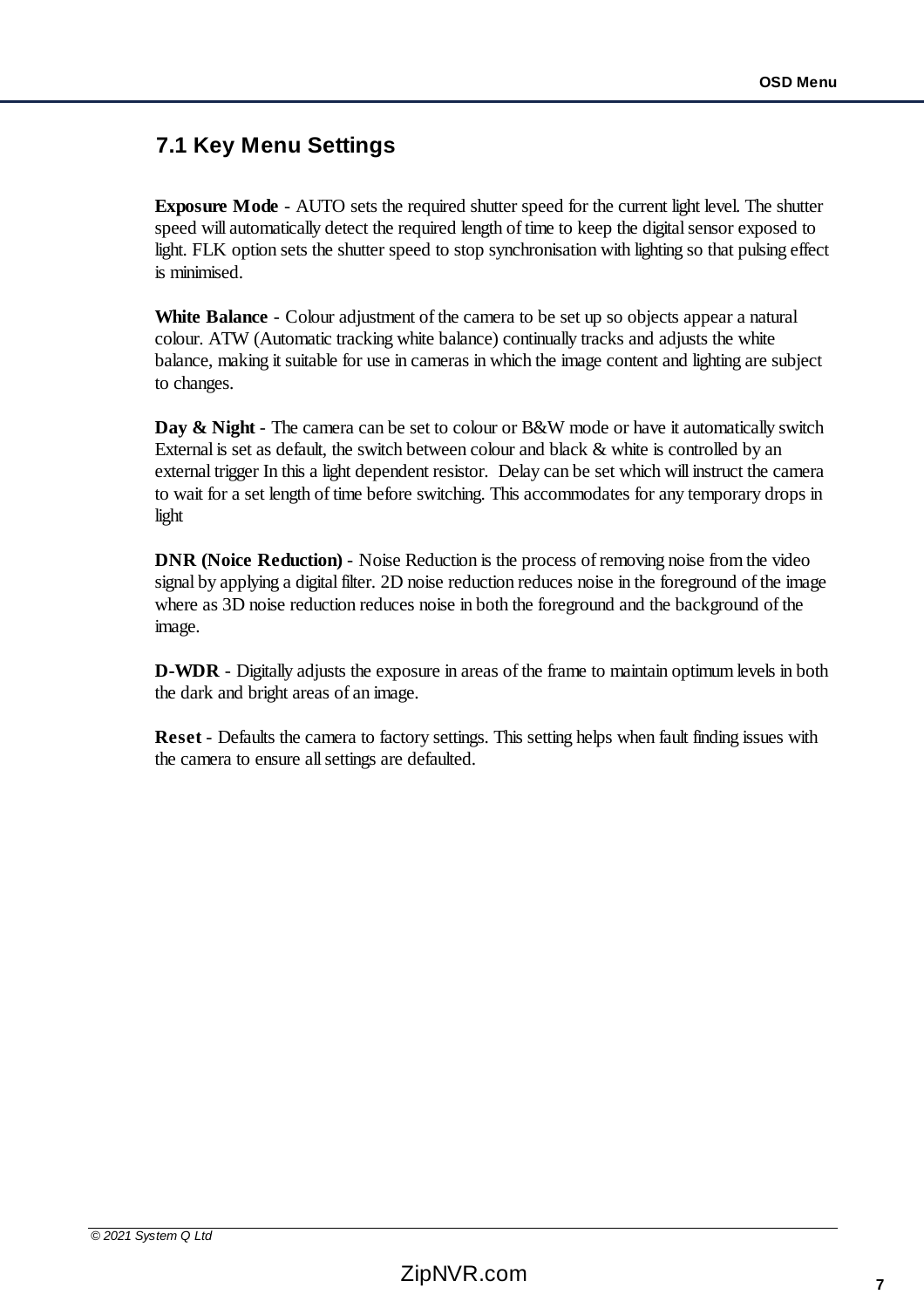## 7.1 Key Menu Settings

**Exposure Mode** - AUTO sets the required shutter speed for the current light level. The shutter speed will automatically detect the required length of time to keep the digital sensor exposed to light. FLK option sets the shutter speed to stop synchronisation with lighting so that pulsing effect is minimised.

**White Balance** - Colour adjustment of the camera to be set up so objects appear a natural colour. ATW (Automatic tracking white balance) continually tracks and adjusts the white balance, making it suitable for use in cameras in which the image content and lighting are subject to changes.

**Day & Night** - The camera can be set to colour or B&W mode or have it automatically switch External is set as default, the switch between colour and black & white is controlled by an external trigger In this a light dependent resistor. Delay can be set which will instruct the camera to wait for a set length of time before switching. This accommodates for any temporary drops in light

**DNR (Noice Reduction)** - Noise Reduction is the process of removing noise from the video signal by applying a digital filter. 2D noise reduction reduces noise in the foreground of the image where as 3D noise reduction reduces noise in both the foreground and the background of the image.

**D-WDR** - Digitally adjusts the exposure in areas of the frame to maintain optimum levels in both the dark and bright areas of an image.

**Reset** - Defaults the camera to factory settings. This setting helps when fault finding issues with the camera to ensure all settings are defaulted.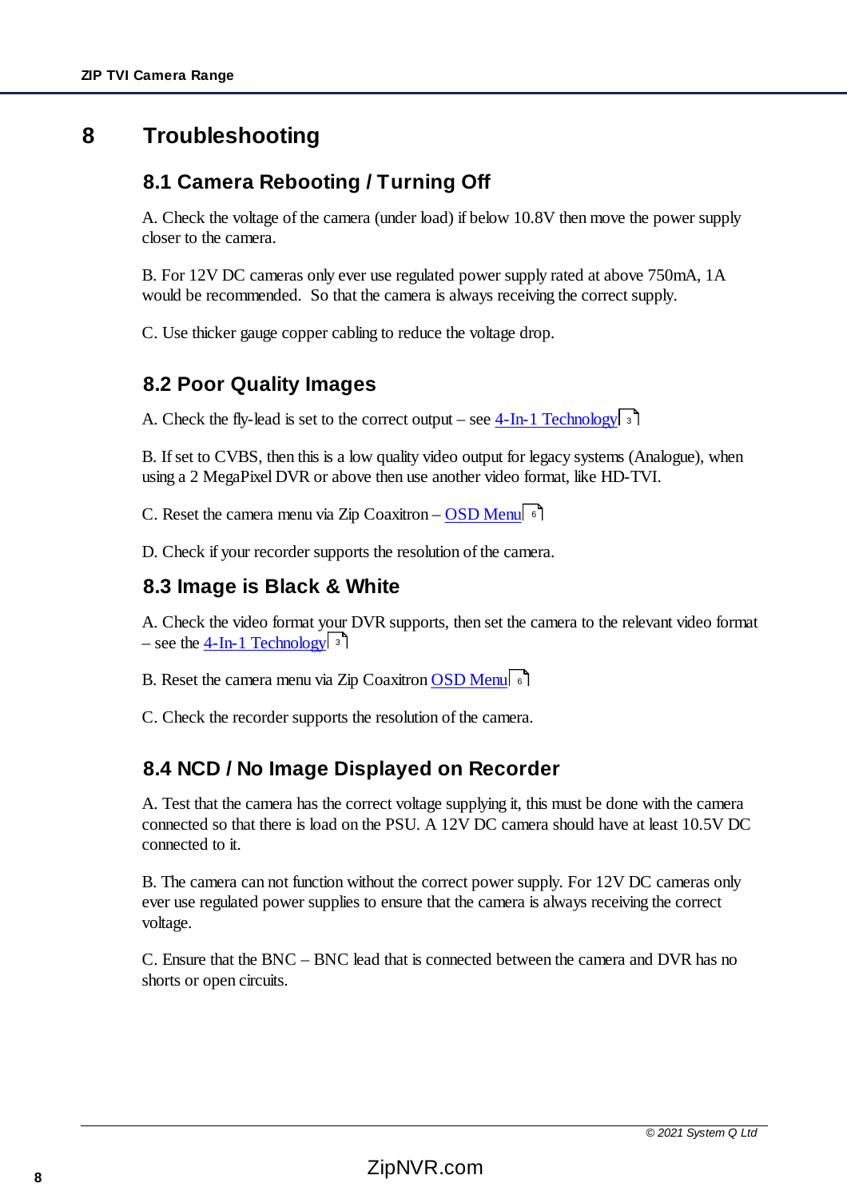# 8 Troubleshooting

## 8.1 Camera Rebooting / Turning Off

A. Check the voltage of the camera (under load) if below 10.8V then move the power supply closer to the camera.

B. For 12V DC cameras only ever use regulated power supply rated at above 750mA, 1A would be recommended. So that the camera is always receiving the correct supply.

C. Use thicker gauge copper cabling to reduce the voltage drop.

## 8.2 Poor Quality Images

A. Check the fly-lead is set to the correct output – see 4-In-1 Technology 3

B. If set to CVBS, then this is a low quality video output for legacy systems (Analogue), when using a 2 MegaPixel DVR or above then use another video format, like HD-TVI.

C. Reset the camera menu via Zip Coaxitron – OSD Menu 6

D. Check if your recorder supports the resolution of the camera.

## 8.3 Image is Black & White

A. Check the video format your DVR supports, then set the camera to the relevant video format – see the 4-In-1 Technology 3

B. Reset the camera menu via Zip Coaxitron OSD Menu 6

C. Check the recorder supports the resolution of the camera.

## 8.4 NCD / No Image Displayed on Recorder

A. Test that the camera has the correct voltage supplying it, this must be done with the camera connected so that there is load on the PSU. A 12V DC camera should have at least 10.5V DC connected to it.

B. The camera can not function without the correct power supply. For 12V DC cameras only ever use regulated power supplies to ensure that the camera is always receiving the correct voltage.

C. Ensure that the BNC – BNC lead that is connected between the camera and DVR has no shorts or open circuits.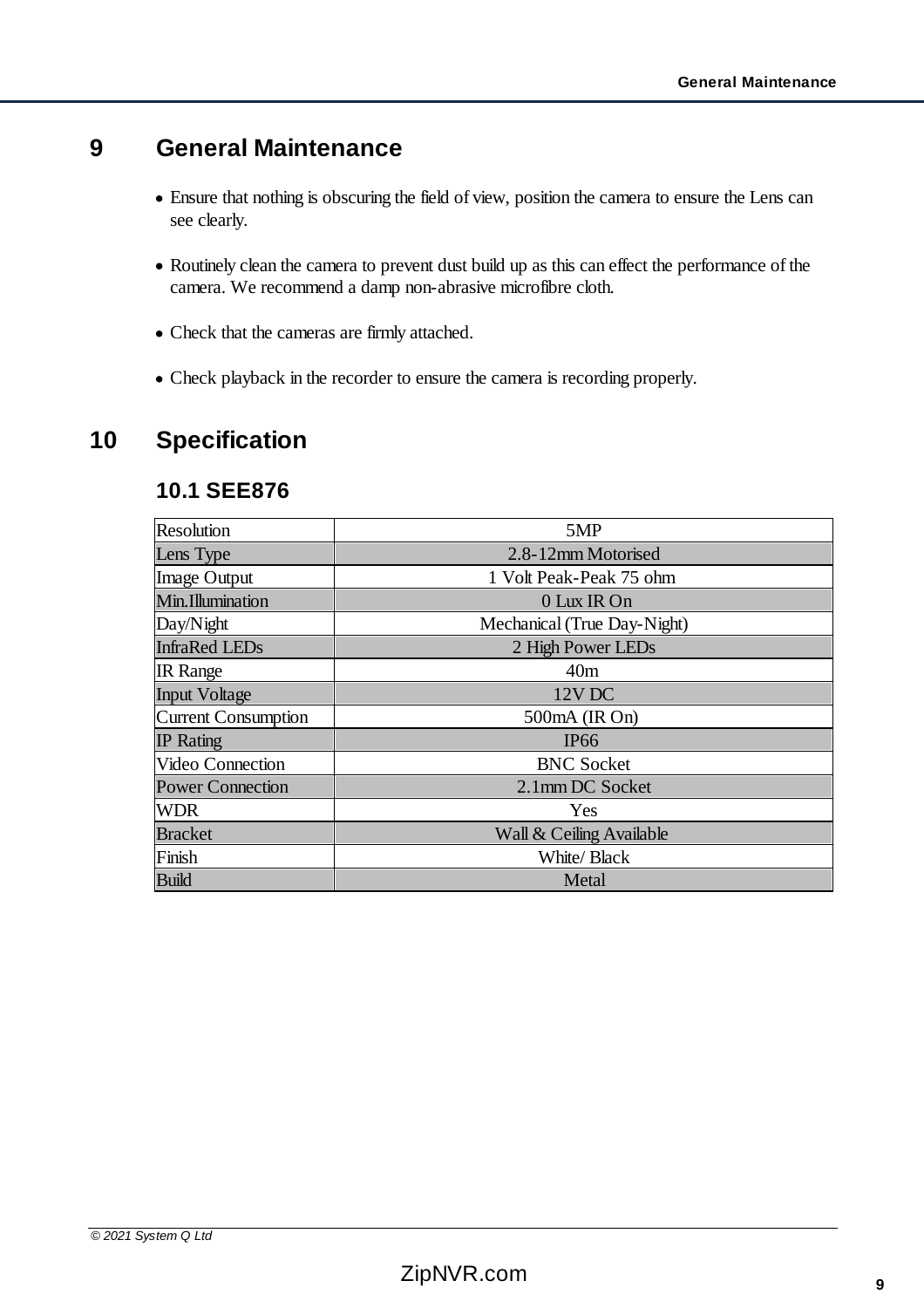# 9 General Maintenance

- Ensure that nothing is obscuring the field of view, position the camera to ensure the Lens can see clearly.
- Routinely clean the camera to prevent dust build up as this can effect the performance of the camera. We recommend a damp non-abrasive microfibre cloth.
- Check that the cameras are firmly attached.
- Check playback in the recorder to ensure the camera is recording properly.

# 10 Specification

## 10.1 SEE876

| Resolution | 5MP |
|---|---|
| Lens Type | 2.8-12mm Motorised |
| Image Output | 1 Volt Peak-Peak 75 ohm |
| Min.Illumination | 0 Lux IR On |
| Day/Night | Mechanical (True Day-Night) |
| InfraRed LEDs | 2 High Power LEDs |
| IR Range | 40m |
| Input Voltage | 12V DC |
| Current Consumption | 500mA (IR On) |
| IP Rating | IP66 |
| Video Connection | BNC Socket |
| Power Connection | 2.1mm DC Socket |
| WDR | Yes |
| Bracket | Wall & Ceiling Available |
| Finish | White/ Black |
| Build | Metal |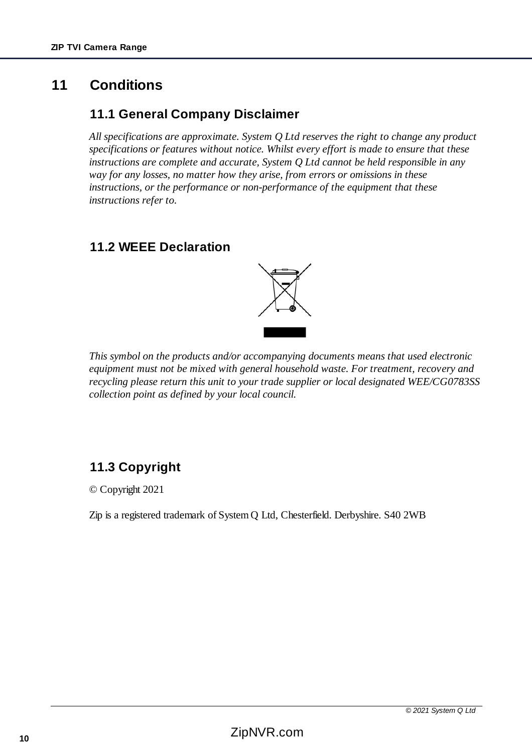# 11 Conditions

## 11.1 General Company Disclaimer

*All specifications are approximate. System Q Ltd reserves the right to change any product specifications or features without notice. Whilst every effort is made to ensure that these instructions are complete and accurate, System Q Ltd cannot be held responsible in any way for any losses, no matter how they arise, from errors or omissions in these instructions, or the performance or non-performance of the equipment that these instructions refer to.*

## 11.2 WEEE Declaration

*This symbol on the products and/or accompanying documents means that used electronic equipment must not be mixed with general household waste. For treatment, recovery and recycling please return this unit to your trade supplier or local designated WEE/CG0783SS collection point as defined by your local council.*

## 11.3 Copyright

© Copyright 2021

Zip is a registered trademark of System Q Ltd, Chesterfield. Derbyshire. S40 2WB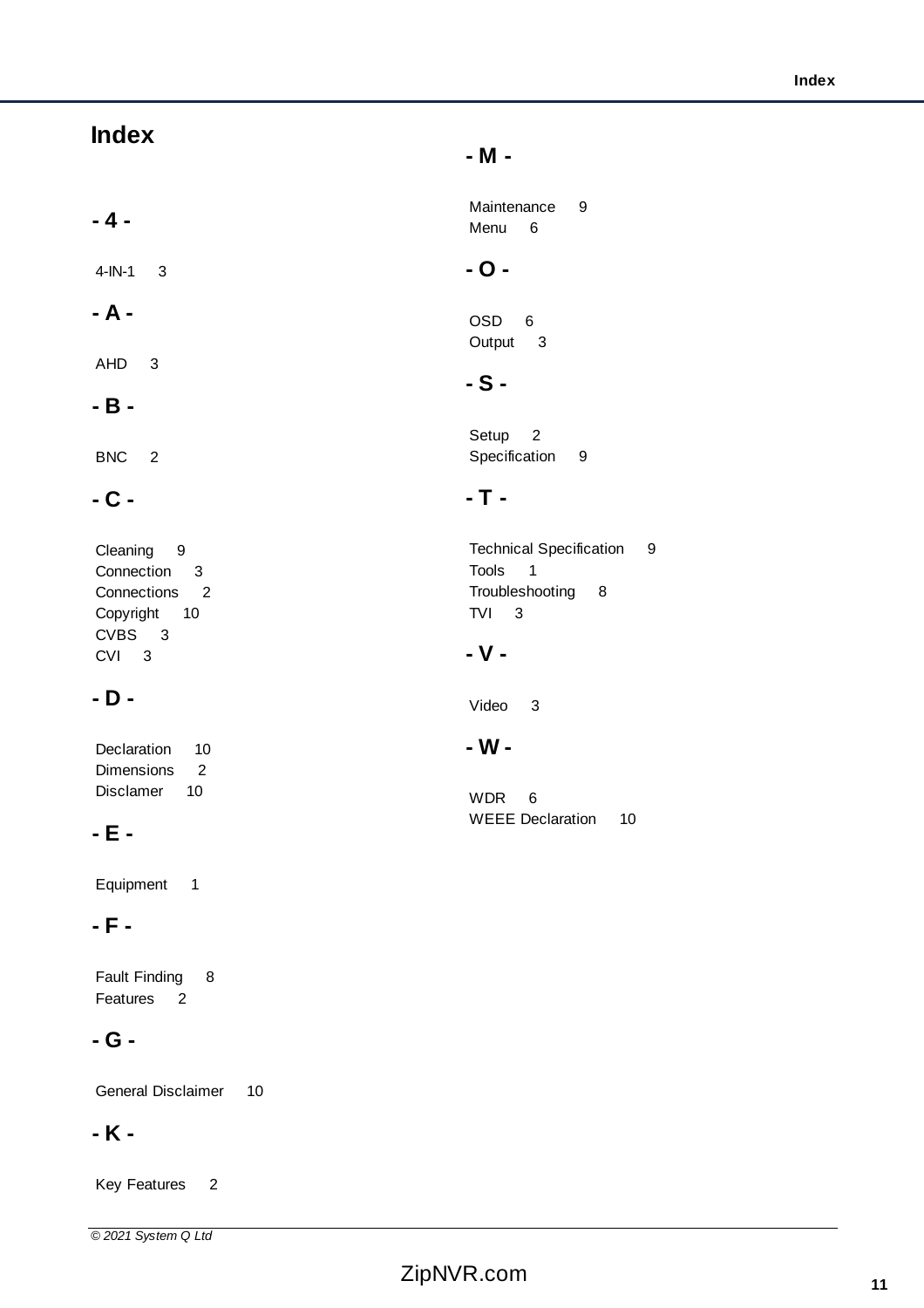# Index

## - 4 -

4-IN-1 3

## - A -

AHD 3

## - B -

BNC 2

## - C -

Cleaning 9
Connection 3
Connections 2
Copyright 10
CVBS 3
CVI 3

## - D -

Declaration 10
Dimensions 2
Disclamer 10

## - E -

Equipment 1

## - F -

Fault Finding 8
Features 2

## - G -

General Disclaimer 10

## - K -

Key Features 2

## - M -

Maintenance 9
Menu 6

## - O -

OSD 6
Output 3

## - S -

Setup 2
Specification 9

## - T -

Technical Specification 9
Tools 1
Troubleshooting 8
TVI 3

## - V -

Video 3

## - W -

WDR 6
WEEE Declaration 10

*© 2021 System Q Ltd*

ZipNVR.com